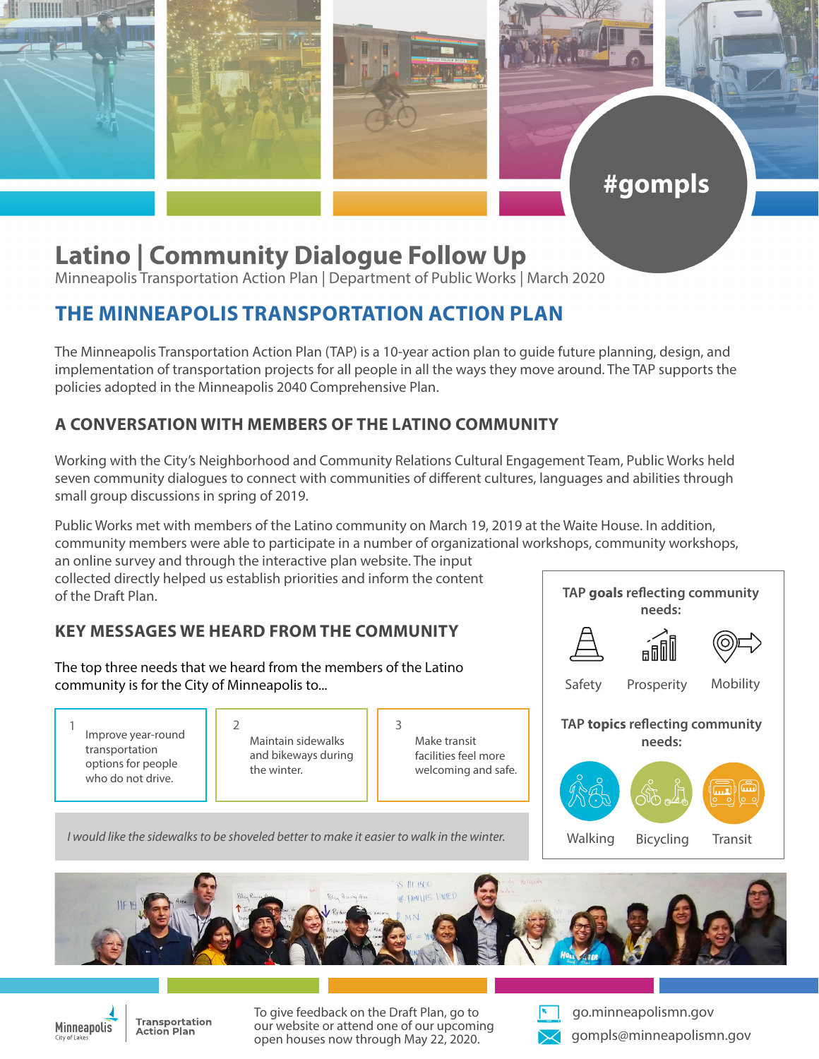#gompls

# Latino | Community Dialogue Follow Up

Minneapolis Transportation Action Plan | Department of Public Works | March 2020

## THE MINNEAPOLIS TRANSPORTATION ACTION PLAN

The Minneapolis Transportation Action Plan (TAP) is a 10-year action plan to guide future planning, design, and implementation of transportation projects for all people in all the ways they move around. The TAP supports the policies adopted in the Minneapolis 2040 Comprehensive Plan.

### A CONVERSATION WITH MEMBERS OF THE LATINO COMMUNITY

Working with the City's Neighborhood and Community Relations Cultural Engagement Team, Public Works held seven community dialogues to connect with communities of different cultures, languages and abilities through small group discussions in spring of 2019.

Public Works met with members of the Latino community on March 19, 2019 at the Waite House. In addition, community members were able to participate in a number of organizational workshops, community workshops, an online survey and through the interactive plan website. The input collected directly helped us establish priorities and inform the content of the Draft Plan.

### KEY MESSAGES WE HEARD FROM THE COMMUNITY

The top three needs that we heard from the members of the Latino community is for the City of Minneapolis to...

1. Improve year-round transportation options for people who do not drive.
2. Maintain sidewalks and bikeways during the winter.
3. Make transit facilities feel more welcoming and safe.

*I would like the sidewalks to be shoveled better to make it easier to walk in the winter.*

TAP **goals** reflecting community needs:

- Safety
- Prosperity
- Mobility

TAP **topics** reflecting community needs:

- Walking
- Bicycling
- Transit

Minneapolis City of Lakes | Transportation Action Plan

To give feedback on the Draft Plan, go to our website or attend one of our upcoming open houses now through May 22, 2020.

go.minneapolismn.gov

gompls@minneapolismn.gov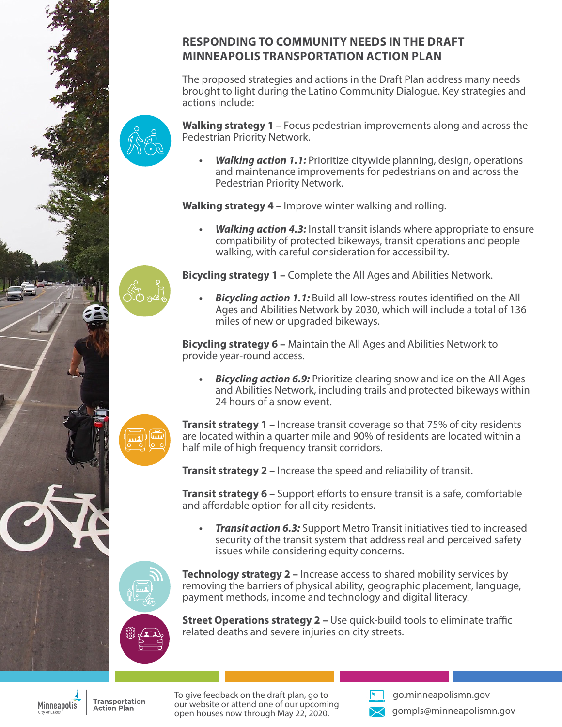# RESPONDING TO COMMUNITY NEEDS IN THE DRAFT MINNEAPOLIS TRANSPORTATION ACTION PLAN

The proposed strategies and actions in the Draft Plan address many needs brought to light during the Latino Community Dialogue. Key strategies and actions include:

**Walking strategy 1 –** Focus pedestrian improvements along and across the Pedestrian Priority Network.

- ***Walking action 1.1:*** Prioritize citywide planning, design, operations and maintenance improvements for pedestrians on and across the Pedestrian Priority Network.

**Walking strategy 4 –** Improve winter walking and rolling.

- ***Walking action 4.3:*** Install transit islands where appropriate to ensure compatibility of protected bikeways, transit operations and people walking, with careful consideration for accessibility.

**Bicycling strategy 1 –** Complete the All Ages and Abilities Network.

- ***Bicycling action 1.1:*** Build all low-stress routes identified on the All Ages and Abilities Network by 2030, which will include a total of 136 miles of new or upgraded bikeways.

**Bicycling strategy 6 –** Maintain the All Ages and Abilities Network to provide year-round access.

- ***Bicycling action 6.9:*** Prioritize clearing snow and ice on the All Ages and Abilities Network, including trails and protected bikeways within 24 hours of a snow event.

**Transit strategy 1 –** Increase transit coverage so that 75% of city residents are located within a quarter mile and 90% of residents are located within a half mile of high frequency transit corridors.

**Transit strategy 2 –** Increase the speed and reliability of transit.

**Transit strategy 6 –** Support efforts to ensure transit is a safe, comfortable and affordable option for all city residents.

- ***Transit action 6.3:*** Support Metro Transit initiatives tied to increased security of the transit system that address real and perceived safety issues while considering equity concerns.

**Technology strategy 2 –** Increase access to shared mobility services by removing the barriers of physical ability, geographic placement, language, payment methods, income and technology and digital literacy.

**Street Operations strategy 2 –** Use quick-build tools to eliminate traffic related deaths and severe injuries on city streets.

Minneapolis City of Lakes | Transportation Action Plan

To give feedback on the draft plan, go to our website or attend one of our upcoming open houses now through May 22, 2020.

go.minneapolismn.gov

gompls@minneapolismn.gov